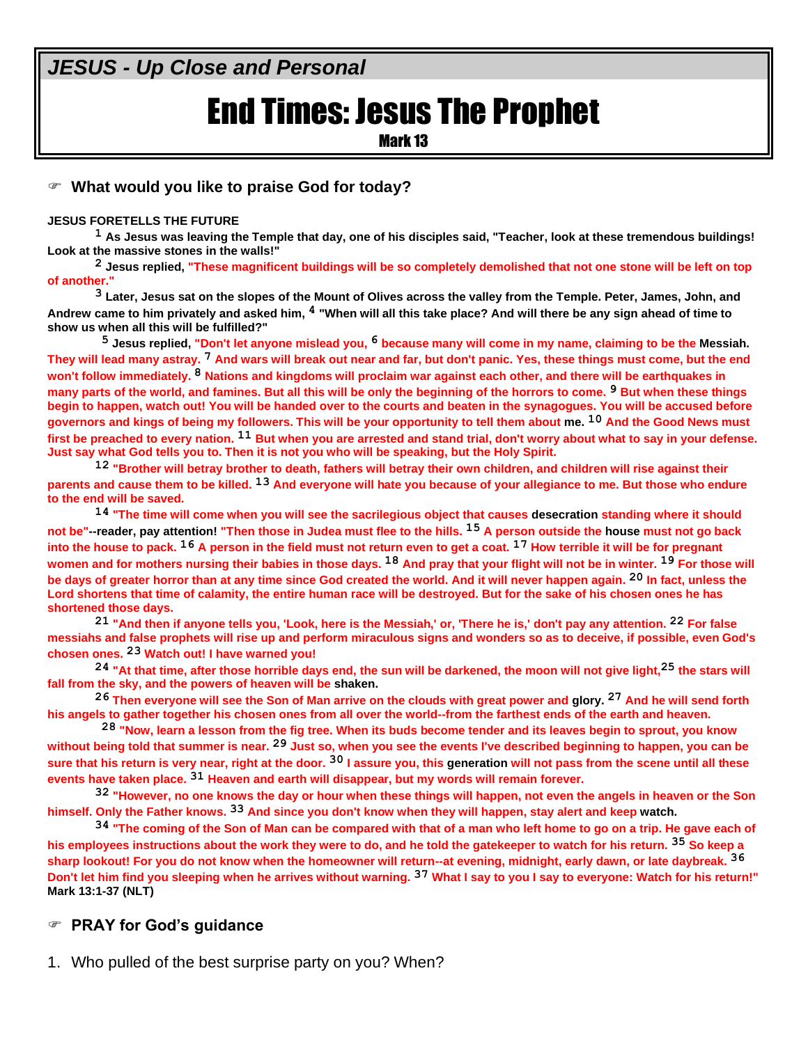*JESUS - Up Close and Personal*

# End Times: Jesus The Prophet

## Mark 13

☞ **What would you like to praise God for today?**

**JESUS FORETELLS THE FUTURE**

**[1] As Jesus was leaving the Temple that day, one of his disciples said, "Teacher, look at these tremendous buildings! Look at the massive stones in the walls!"**

**[2] Jesus replied, "These magnificent buildings will be so completely demolished that not one stone will be left on top of another."**

**[3] Later, Jesus sat on the slopes of the Mount of Olives across the valley from the Temple. Peter, James, John, and Andrew came to him privately and asked him, [4] "When will all this take place? And will there be any sign ahead of time to show us when all this will be fulfilled?"**

**[5] Jesus replied, "Don't let anyone mislead you, [6] because many will come in my name, claiming to be the Messiah. They will lead many astray. [7] And wars will break out near and far, but don't panic. Yes, these things must come, but the end won't follow immediately. [8] Nations and kingdoms will proclaim war against each other, and there will be earthquakes in many parts of the world, and famines. But all this will be only the beginning of the horrors to come. [9] But when these things begin to happen, watch out! You will be handed over to the courts and beaten in the synagogues. You will be accused before governors and kings of being my followers. This will be your opportunity to tell them about me. [10] And the Good News must first be preached to every nation. [11] But when you are arrested and stand trial, don't worry about what to say in your defense. Just say what God tells you to. Then it is not you who will be speaking, but the Holy Spirit.**

**[12] "Brother will betray brother to death, fathers will betray their own children, and children will rise against their parents and cause them to be killed. [13] And everyone will hate you because of your allegiance to me. But those who endure to the end will be saved.**

**[14] "The time will come when you will see the sacrilegious object that causes desecration standing where it should not be"--reader, pay attention! "Then those in Judea must flee to the hills. [15] A person outside the house must not go back into the house to pack. [16] A person in the field must not return even to get a coat. [17] How terrible it will be for pregnant women and for mothers nursing their babies in those days. [18] And pray that your flight will not be in winter. [19] For those will be days of greater horror than at any time since God created the world. And it will never happen again. [20] In fact, unless the Lord shortens that time of calamity, the entire human race will be destroyed. But for the sake of his chosen ones he has shortened those days.**

**[21] "And then if anyone tells you, 'Look, here is the Messiah,' or, 'There he is,' don't pay any attention. [22] For false messiahs and false prophets will rise up and perform miraculous signs and wonders so as to deceive, if possible, even God's chosen ones. [23] Watch out! I have warned you!**

**[24] "At that time, after those horrible days end, the sun will be darkened, the moon will not give light,[25] the stars will fall from the sky, and the powers of heaven will be shaken.**

**[26] Then everyone will see the Son of Man arrive on the clouds with great power and glory. [27] And he will send forth his angels to gather together his chosen ones from all over the world--from the farthest ends of the earth and heaven.**

**[28] "Now, learn a lesson from the fig tree. When its buds become tender and its leaves begin to sprout, you know without being told that summer is near. [29] Just so, when you see the events I've described beginning to happen, you can be sure that his return is very near, right at the door. [30] I assure you, this generation will not pass from the scene until all these events have taken place. [31] Heaven and earth will disappear, but my words will remain forever.**

**[32] "However, no one knows the day or hour when these things will happen, not even the angels in heaven or the Son himself. Only the Father knows. [33] And since you don't know when they will happen, stay alert and keep watch.**

**[34] "The coming of the Son of Man can be compared with that of a man who left home to go on a trip. He gave each of his employees instructions about the work they were to do, and he told the gatekeeper to watch for his return. [35] So keep a sharp lookout! For you do not know when the homeowner will return--at evening, midnight, early dawn, or late daybreak. [36] Don't let him find you sleeping when he arrives without warning. [37] What I say to you I say to everyone: Watch for his return!"**
**Mark 13:1-37 (NLT)**

☞ **PRAY for God's guidance**

1. Who pulled of the best surprise party on you? When?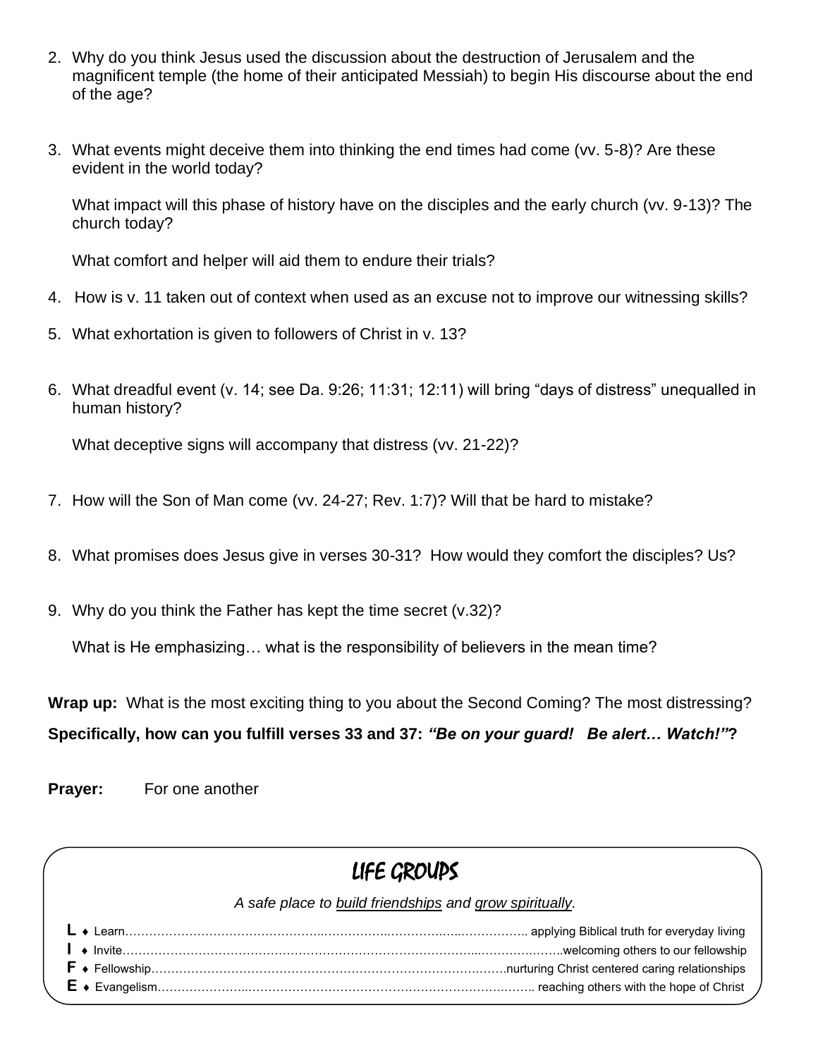2. Why do you think Jesus used the discussion about the destruction of Jerusalem and the magnificent temple (the home of their anticipated Messiah) to begin His discourse about the end of the age?

3. What events might deceive them into thinking the end times had come (vv. 5-8)? Are these evident in the world today?

   What impact will this phase of history have on the disciples and the early church (vv. 9-13)? The church today?

   What comfort and helper will aid them to endure their trials?

4. How is v. 11 taken out of context when used as an excuse not to improve our witnessing skills?

5. What exhortation is given to followers of Christ in v. 13?

6. What dreadful event (v. 14; see Da. 9:26; 11:31; 12:11) will bring "days of distress" unequalled in human history?

   What deceptive signs will accompany that distress (vv. 21-22)?

7. How will the Son of Man come (vv. 24-27; Rev. 1:7)? Will that be hard to mistake?

8. What promises does Jesus give in verses 30-31? How would they comfort the disciples? Us?

9. Why do you think the Father has kept the time secret (v.32)?

   What is He emphasizing… what is the responsibility of believers in the mean time?

**Wrap up:** What is the most exciting thing to you about the Second Coming? The most distressing?

**Specifically, how can you fulfill verses 33 and 37: *"Be on your guard! Be alert… Watch!"*?**

**Prayer:** For one another

## LIFE GROUPS

*A safe place to build friendships and grow spiritually.*

**L** ♦ Learn…………………………………… applying Biblical truth for everyday living
**I** ♦ Invite……………………………………welcoming others to our fellowship
**F** ♦ Fellowship……………………………nurturing Christ centered caring relationships
**E** ♦ Evangelism…………………………… reaching others with the hope of Christ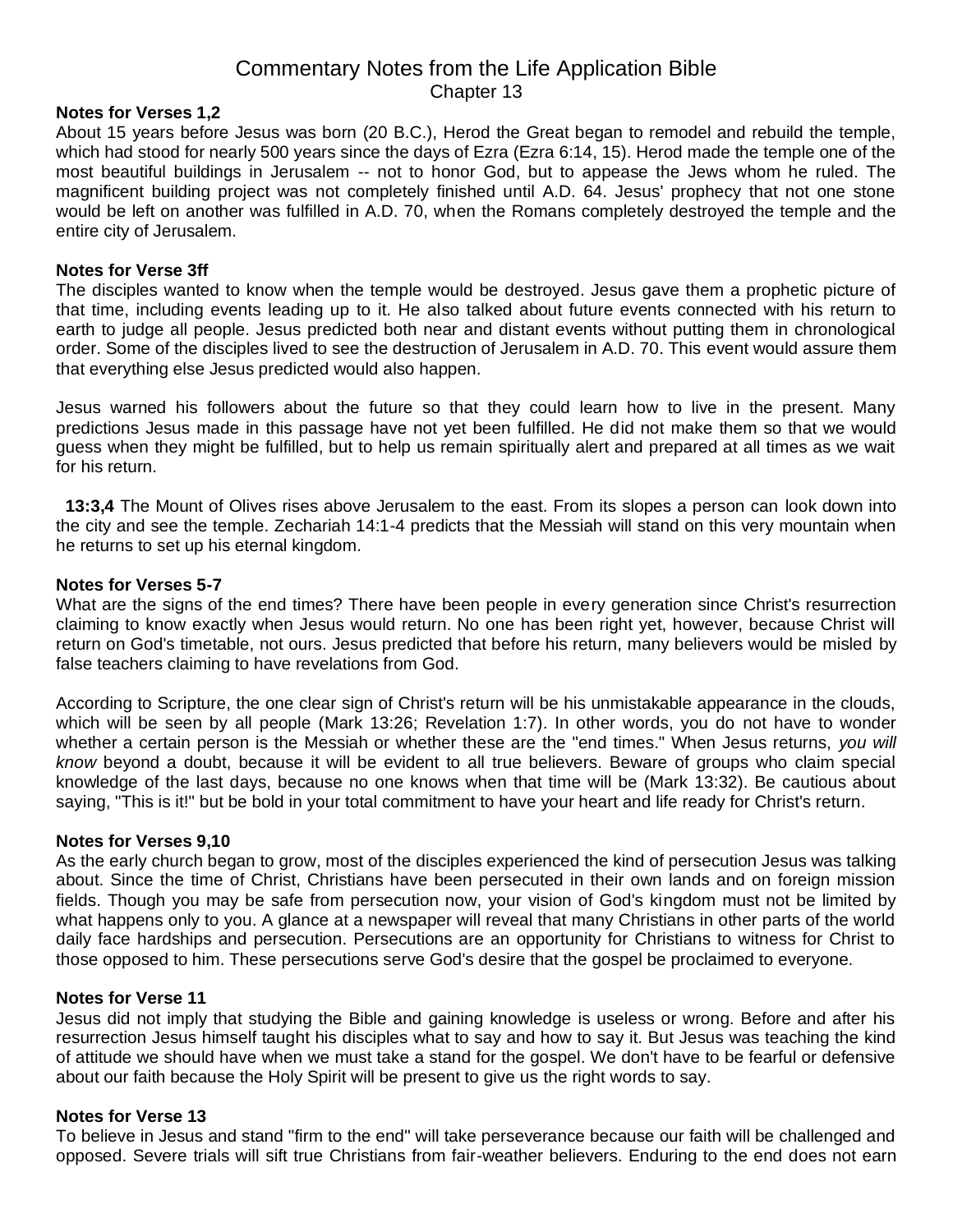# Commentary Notes from the Life Application Bible

Chapter 13

**Notes for Verses 1,2**

About 15 years before Jesus was born (20 B.C.), Herod the Great began to remodel and rebuild the temple, which had stood for nearly 500 years since the days of Ezra (Ezra 6:14, 15). Herod made the temple one of the most beautiful buildings in Jerusalem -- not to honor God, but to appease the Jews whom he ruled. The magnificent building project was not completely finished until A.D. 64. Jesus' prophecy that not one stone would be left on another was fulfilled in A.D. 70, when the Romans completely destroyed the temple and the entire city of Jerusalem.

**Notes for Verse 3ff**

The disciples wanted to know when the temple would be destroyed. Jesus gave them a prophetic picture of that time, including events leading up to it. He also talked about future events connected with his return to earth to judge all people. Jesus predicted both near and distant events without putting them in chronological order. Some of the disciples lived to see the destruction of Jerusalem in A.D. 70. This event would assure them that everything else Jesus predicted would also happen.

Jesus warned his followers about the future so that they could learn how to live in the present. Many predictions Jesus made in this passage have not yet been fulfilled. He did not make them so that we would guess when they might be fulfilled, but to help us remain spiritually alert and prepared at all times as we wait for his return.

**13:3,4** The Mount of Olives rises above Jerusalem to the east. From its slopes a person can look down into the city and see the temple. Zechariah 14:1-4 predicts that the Messiah will stand on this very mountain when he returns to set up his eternal kingdom.

**Notes for Verses 5-7**

What are the signs of the end times? There have been people in every generation since Christ's resurrection claiming to know exactly when Jesus would return. No one has been right yet, however, because Christ will return on God's timetable, not ours. Jesus predicted that before his return, many believers would be misled by false teachers claiming to have revelations from God.

According to Scripture, the one clear sign of Christ's return will be his unmistakable appearance in the clouds, which will be seen by all people (Mark 13:26; Revelation 1:7). In other words, you do not have to wonder whether a certain person is the Messiah or whether these are the "end times." When Jesus returns, *you will know* beyond a doubt, because it will be evident to all true believers. Beware of groups who claim special knowledge of the last days, because no one knows when that time will be (Mark 13:32). Be cautious about saying, "This is it!" but be bold in your total commitment to have your heart and life ready for Christ's return.

**Notes for Verses 9,10**

As the early church began to grow, most of the disciples experienced the kind of persecution Jesus was talking about. Since the time of Christ, Christians have been persecuted in their own lands and on foreign mission fields. Though you may be safe from persecution now, your vision of God's kingdom must not be limited by what happens only to you. A glance at a newspaper will reveal that many Christians in other parts of the world daily face hardships and persecution. Persecutions are an opportunity for Christians to witness for Christ to those opposed to him. These persecutions serve God's desire that the gospel be proclaimed to everyone.

**Notes for Verse 11**

Jesus did not imply that studying the Bible and gaining knowledge is useless or wrong. Before and after his resurrection Jesus himself taught his disciples what to say and how to say it. But Jesus was teaching the kind of attitude we should have when we must take a stand for the gospel. We don't have to be fearful or defensive about our faith because the Holy Spirit will be present to give us the right words to say.

**Notes for Verse 13**

To believe in Jesus and stand "firm to the end" will take perseverance because our faith will be challenged and opposed. Severe trials will sift true Christians from fair-weather believers. Enduring to the end does not earn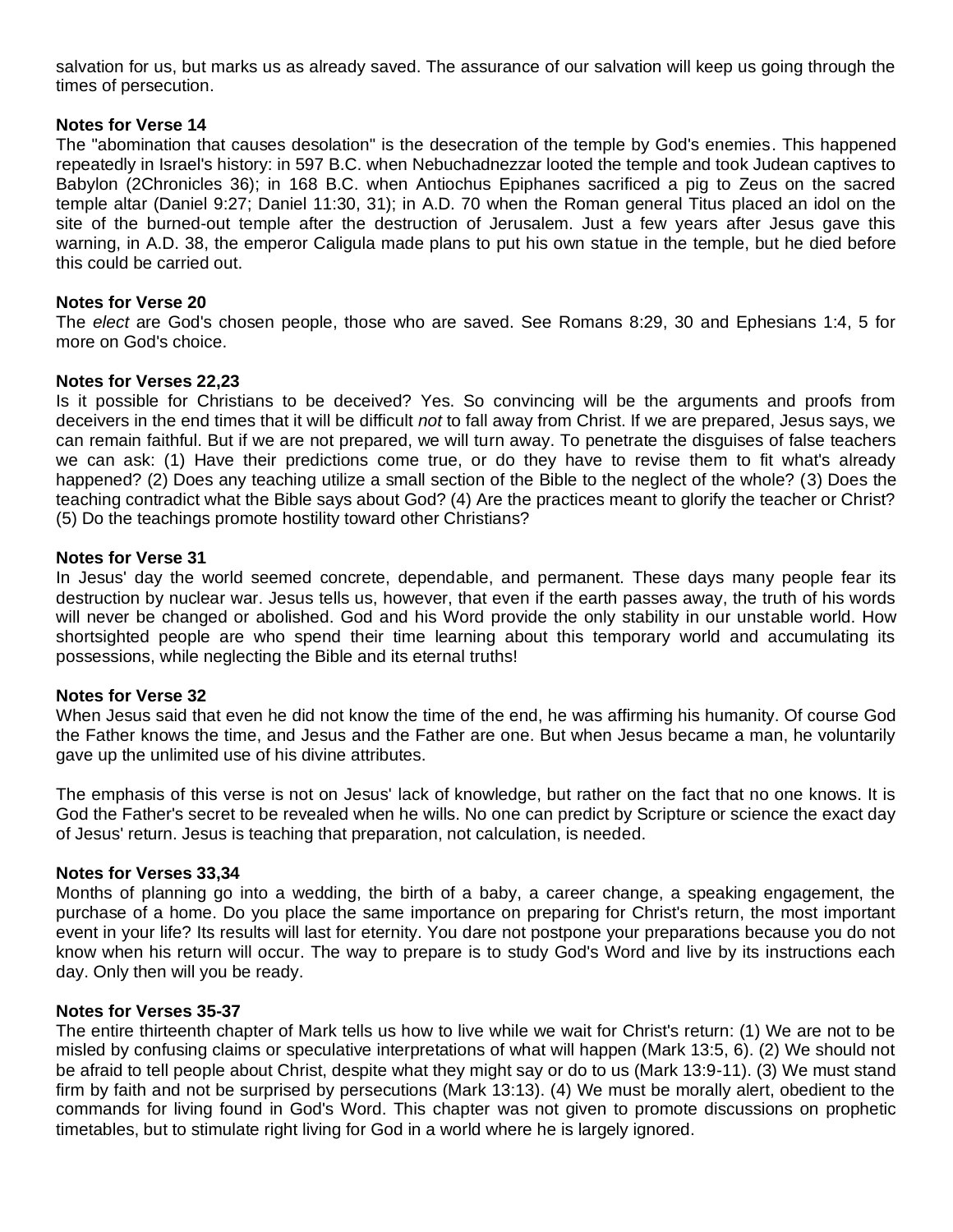salvation for us, but marks us as already saved. The assurance of our salvation will keep us going through the times of persecution.

**Notes for Verse 14**

The "abomination that causes desolation" is the desecration of the temple by God's enemies. This happened repeatedly in Israel's history: in 597 B.C. when Nebuchadnezzar looted the temple and took Judean captives to Babylon (2Chronicles 36); in 168 B.C. when Antiochus Epiphanes sacrificed a pig to Zeus on the sacred temple altar (Daniel 9:27; Daniel 11:30, 31); in A.D. 70 when the Roman general Titus placed an idol on the site of the burned-out temple after the destruction of Jerusalem. Just a few years after Jesus gave this warning, in A.D. 38, the emperor Caligula made plans to put his own statue in the temple, but he died before this could be carried out.

**Notes for Verse 20**

The *elect* are God's chosen people, those who are saved. See Romans 8:29, 30 and Ephesians 1:4, 5 for more on God's choice.

**Notes for Verses 22,23**

Is it possible for Christians to be deceived? Yes. So convincing will be the arguments and proofs from deceivers in the end times that it will be difficult *not* to fall away from Christ. If we are prepared, Jesus says, we can remain faithful. But if we are not prepared, we will turn away. To penetrate the disguises of false teachers we can ask: (1) Have their predictions come true, or do they have to revise them to fit what's already happened? (2) Does any teaching utilize a small section of the Bible to the neglect of the whole? (3) Does the teaching contradict what the Bible says about God? (4) Are the practices meant to glorify the teacher or Christ? (5) Do the teachings promote hostility toward other Christians?

**Notes for Verse 31**

In Jesus' day the world seemed concrete, dependable, and permanent. These days many people fear its destruction by nuclear war. Jesus tells us, however, that even if the earth passes away, the truth of his words will never be changed or abolished. God and his Word provide the only stability in our unstable world. How shortsighted people are who spend their time learning about this temporary world and accumulating its possessions, while neglecting the Bible and its eternal truths!

**Notes for Verse 32**

When Jesus said that even he did not know the time of the end, he was affirming his humanity. Of course God the Father knows the time, and Jesus and the Father are one. But when Jesus became a man, he voluntarily gave up the unlimited use of his divine attributes.

The emphasis of this verse is not on Jesus' lack of knowledge, but rather on the fact that no one knows. It is God the Father's secret to be revealed when he wills. No one can predict by Scripture or science the exact day of Jesus' return. Jesus is teaching that preparation, not calculation, is needed.

**Notes for Verses 33,34**

Months of planning go into a wedding, the birth of a baby, a career change, a speaking engagement, the purchase of a home. Do you place the same importance on preparing for Christ's return, the most important event in your life? Its results will last for eternity. You dare not postpone your preparations because you do not know when his return will occur. The way to prepare is to study God's Word and live by its instructions each day. Only then will you be ready.

**Notes for Verses 35-37**

The entire thirteenth chapter of Mark tells us how to live while we wait for Christ's return: (1) We are not to be misled by confusing claims or speculative interpretations of what will happen (Mark 13:5, 6). (2) We should not be afraid to tell people about Christ, despite what they might say or do to us (Mark 13:9-11). (3) We must stand firm by faith and not be surprised by persecutions (Mark 13:13). (4) We must be morally alert, obedient to the commands for living found in God's Word. This chapter was not given to promote discussions on prophetic timetables, but to stimulate right living for God in a world where he is largely ignored.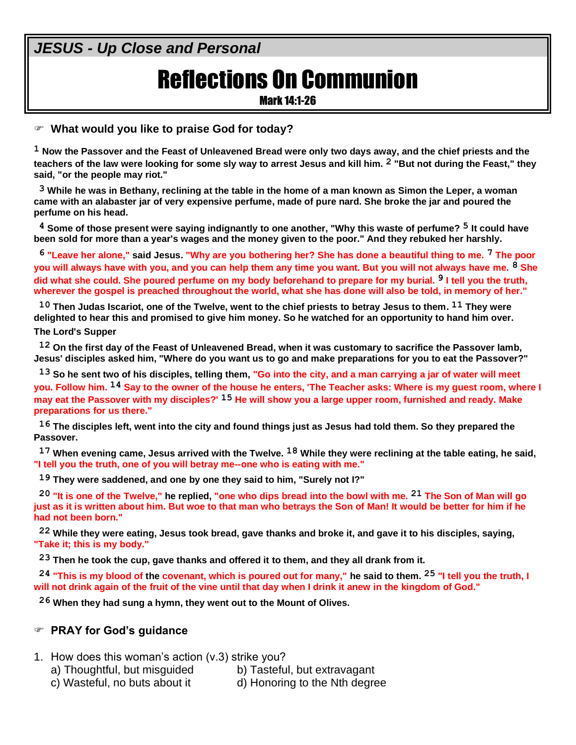*JESUS - Up Close and Personal*

# Reflections On Communion

Mark 14:1-26

☞ **What would you like to praise God for today?**

**[1] Now the Passover and the Feast of Unleavened Bread were only two days away, and the chief priests and the teachers of the law were looking for some sly way to arrest Jesus and kill him. [2] "But not during the Feast," they said, "or the people may riot."**

**[3] While he was in Bethany, reclining at the table in the home of a man known as Simon the Leper, a woman came with an alabaster jar of very expensive perfume, made of pure nard. She broke the jar and poured the perfume on his head.**

**[4] Some of those present were saying indignantly to one another, "Why this waste of perfume? [5] It could have been sold for more than a year's wages and the money given to the poor." And they rebuked her harshly.**

**[6] "Leave her alone," said Jesus. "Why are you bothering her? She has done a beautiful thing to me. [7] The poor you will always have with you, and you can help them any time you want. But you will not always have me. [8] She did what she could. She poured perfume on my body beforehand to prepare for my burial. [9] I tell you the truth, wherever the gospel is preached throughout the world, what she has done will also be told, in memory of her."**

**[10] Then Judas Iscariot, one of the Twelve, went to the chief priests to betray Jesus to them. [11] They were delighted to hear this and promised to give him money. So he watched for an opportunity to hand him over.**

**The Lord's Supper**

**[12] On the first day of the Feast of Unleavened Bread, when it was customary to sacrifice the Passover lamb, Jesus' disciples asked him, "Where do you want us to go and make preparations for you to eat the Passover?"**

**[13] So he sent two of his disciples, telling them, "Go into the city, and a man carrying a jar of water will meet you. Follow him. [14] Say to the owner of the house he enters, 'The Teacher asks: Where is my guest room, where I may eat the Passover with my disciples?' [15] He will show you a large upper room, furnished and ready. Make preparations for us there."**

**[16] The disciples left, went into the city and found things just as Jesus had told them. So they prepared the Passover.**

**[17] When evening came, Jesus arrived with the Twelve. [18] While they were reclining at the table eating, he said, "I tell you the truth, one of you will betray me--one who is eating with me."**

**[19] They were saddened, and one by one they said to him, "Surely not I?"**

**[20] "It is one of the Twelve," he replied, "one who dips bread into the bowl with me. [21] The Son of Man will go just as it is written about him. But woe to that man who betrays the Son of Man! It would be better for him if he had not been born."**

**[22] While they were eating, Jesus took bread, gave thanks and broke it, and gave it to his disciples, saying, "Take it; this is my body."**

**[23] Then he took the cup, gave thanks and offered it to them, and they all drank from it.**

**[24] "This is my blood of the covenant, which is poured out for many," he said to them. [25] "I tell you the truth, I will not drink again of the fruit of the vine until that day when I drink it anew in the kingdom of God."**

**[26] When they had sung a hymn, they went out to the Mount of Olives.**

☞ **PRAY for God's guidance**

1. How does this woman's action (v.3) strike you?
   a) Thoughtful, but misguided
   b) Tasteful, but extravagant
   c) Wasteful, no buts about it
   d) Honoring to the Nth degree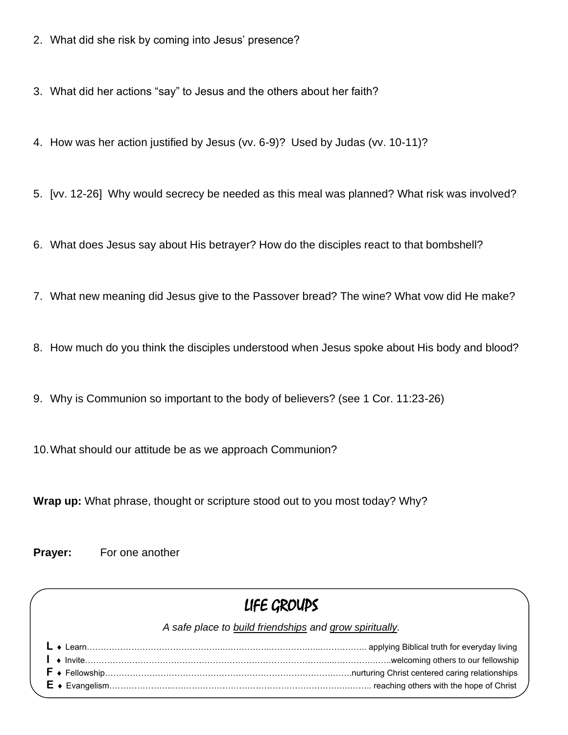2. What did she risk by coming into Jesus' presence?

3. What did her actions "say" to Jesus and the others about her faith?

4. How was her action justified by Jesus (vv. 6-9)? Used by Judas (vv. 10-11)?

5. [vv. 12-26] Why would secrecy be needed as this meal was planned? What risk was involved?

6. What does Jesus say about His betrayer? How do the disciples react to that bombshell?

7. What new meaning did Jesus give to the Passover bread? The wine? What vow did He make?

8. How much do you think the disciples understood when Jesus spoke about His body and blood?

9. Why is Communion so important to the body of believers? (see 1 Cor. 11:23-26)

10. What should our attitude be as we approach Communion?

**Wrap up:** What phrase, thought or scripture stood out to you most today? Why?

**Prayer:** For one another

## LIFE GROUPS

*A safe place to build friendships and grow spiritually.*

**L** ♦ Learn……………………………………………… applying Biblical truth for everyday living
**I** ♦ Invite………………………………………………welcoming others to our fellowship
**F** ♦ Fellowship………………………………………nurturing Christ centered caring relationships
**E** ♦ Evangelism……………………………………… reaching others with the hope of Christ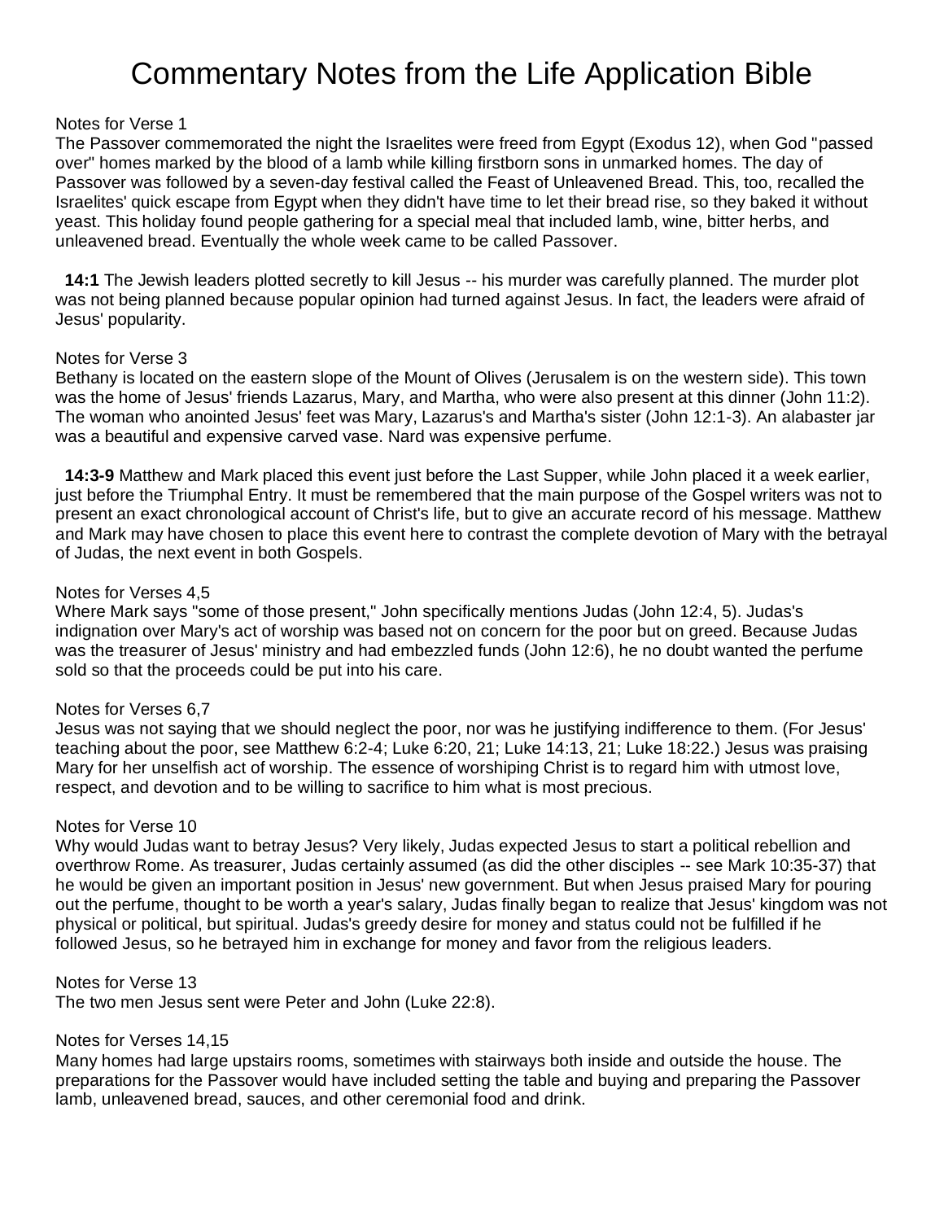# Commentary Notes from the Life Application Bible

Notes for Verse 1
The Passover commemorated the night the Israelites were freed from Egypt (Exodus 12), when God "passed over" homes marked by the blood of a lamb while killing firstborn sons in unmarked homes. The day of Passover was followed by a seven-day festival called the Feast of Unleavened Bread. This, too, recalled the Israelites' quick escape from Egypt when they didn't have time to let their bread rise, so they baked it without yeast. This holiday found people gathering for a special meal that included lamb, wine, bitter herbs, and unleavened bread. Eventually the whole week came to be called Passover.

**14:1** The Jewish leaders plotted secretly to kill Jesus -- his murder was carefully planned. The murder plot was not being planned because popular opinion had turned against Jesus. In fact, the leaders were afraid of Jesus' popularity.

Notes for Verse 3
Bethany is located on the eastern slope of the Mount of Olives (Jerusalem is on the western side). This town was the home of Jesus' friends Lazarus, Mary, and Martha, who were also present at this dinner (John 11:2). The woman who anointed Jesus' feet was Mary, Lazarus's and Martha's sister (John 12:1-3). An alabaster jar was a beautiful and expensive carved vase. Nard was expensive perfume.

**14:3-9** Matthew and Mark placed this event just before the Last Supper, while John placed it a week earlier, just before the Triumphal Entry. It must be remembered that the main purpose of the Gospel writers was not to present an exact chronological account of Christ's life, but to give an accurate record of his message. Matthew and Mark may have chosen to place this event here to contrast the complete devotion of Mary with the betrayal of Judas, the next event in both Gospels.

Notes for Verses 4,5
Where Mark says "some of those present," John specifically mentions Judas (John 12:4, 5). Judas's indignation over Mary's act of worship was based not on concern for the poor but on greed. Because Judas was the treasurer of Jesus' ministry and had embezzled funds (John 12:6), he no doubt wanted the perfume sold so that the proceeds could be put into his care.

Notes for Verses 6,7
Jesus was not saying that we should neglect the poor, nor was he justifying indifference to them. (For Jesus' teaching about the poor, see Matthew 6:2-4; Luke 6:20, 21; Luke 14:13, 21; Luke 18:22.) Jesus was praising Mary for her unselfish act of worship. The essence of worshiping Christ is to regard him with utmost love, respect, and devotion and to be willing to sacrifice to him what is most precious.

Notes for Verse 10
Why would Judas want to betray Jesus? Very likely, Judas expected Jesus to start a political rebellion and overthrow Rome. As treasurer, Judas certainly assumed (as did the other disciples -- see Mark 10:35-37) that he would be given an important position in Jesus' new government. But when Jesus praised Mary for pouring out the perfume, thought to be worth a year's salary, Judas finally began to realize that Jesus' kingdom was not physical or political, but spiritual. Judas's greedy desire for money and status could not be fulfilled if he followed Jesus, so he betrayed him in exchange for money and favor from the religious leaders.

Notes for Verse 13
The two men Jesus sent were Peter and John (Luke 22:8).

Notes for Verses 14,15
Many homes had large upstairs rooms, sometimes with stairways both inside and outside the house. The preparations for the Passover would have included setting the table and buying and preparing the Passover lamb, unleavened bread, sauces, and other ceremonial food and drink.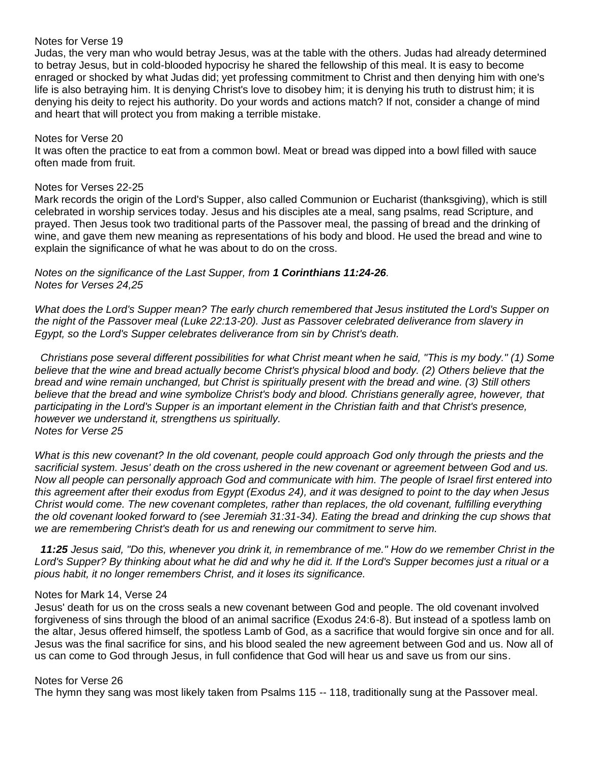Notes for Verse 19

Judas, the very man who would betray Jesus, was at the table with the others. Judas had already determined to betray Jesus, but in cold-blooded hypocrisy he shared the fellowship of this meal. It is easy to become enraged or shocked by what Judas did; yet professing commitment to Christ and then denying him with one's life is also betraying him. It is denying Christ's love to disobey him; it is denying his truth to distrust him; it is denying his deity to reject his authority. Do your words and actions match? If not, consider a change of mind and heart that will protect you from making a terrible mistake.

Notes for Verse 20

It was often the practice to eat from a common bowl. Meat or bread was dipped into a bowl filled with sauce often made from fruit.

Notes for Verses 22-25

Mark records the origin of the Lord's Supper, also called Communion or Eucharist (thanksgiving), which is still celebrated in worship services today. Jesus and his disciples ate a meal, sang psalms, read Scripture, and prayed. Then Jesus took two traditional parts of the Passover meal, the passing of bread and the drinking of wine, and gave them new meaning as representations of his body and blood. He used the bread and wine to explain the significance of what he was about to do on the cross.

*Notes on the significance of the Last Supper, from **1 Corinthians 11:24-26**.*
*Notes for Verses 24,25*

*What does the Lord's Supper mean? The early church remembered that Jesus instituted the Lord's Supper on the night of the Passover meal (Luke 22:13-20). Just as Passover celebrated deliverance from slavery in Egypt, so the Lord's Supper celebrates deliverance from sin by Christ's death.*

*Christians pose several different possibilities for what Christ meant when he said, "This is my body." (1) Some believe that the wine and bread actually become Christ's physical blood and body. (2) Others believe that the bread and wine remain unchanged, but Christ is spiritually present with the bread and wine. (3) Still others believe that the bread and wine symbolize Christ's body and blood. Christians generally agree, however, that participating in the Lord's Supper is an important element in the Christian faith and that Christ's presence, however we understand it, strengthens us spiritually.*
*Notes for Verse 25*

*What is this new covenant? In the old covenant, people could approach God only through the priests and the sacrificial system. Jesus' death on the cross ushered in the new covenant or agreement between God and us. Now all people can personally approach God and communicate with him. The people of Israel first entered into this agreement after their exodus from Egypt (Exodus 24), and it was designed to point to the day when Jesus Christ would come. The new covenant completes, rather than replaces, the old covenant, fulfilling everything the old covenant looked forward to (see Jeremiah 31:31-34). Eating the bread and drinking the cup shows that we are remembering Christ's death for us and renewing our commitment to serve him.*

***11:25** Jesus said, "Do this, whenever you drink it, in remembrance of me." How do we remember Christ in the Lord's Supper? By thinking about what he did and why he did it. If the Lord's Supper becomes just a ritual or a pious habit, it no longer remembers Christ, and it loses its significance.*

Notes for Mark 14, Verse 24

Jesus' death for us on the cross seals a new covenant between God and people. The old covenant involved forgiveness of sins through the blood of an animal sacrifice (Exodus 24:6-8). But instead of a spotless lamb on the altar, Jesus offered himself, the spotless Lamb of God, as a sacrifice that would forgive sin once and for all. Jesus was the final sacrifice for sins, and his blood sealed the new agreement between God and us. Now all of us can come to God through Jesus, in full confidence that God will hear us and save us from our sins.

Notes for Verse 26

The hymn they sang was most likely taken from Psalms 115 -- 118, traditionally sung at the Passover meal.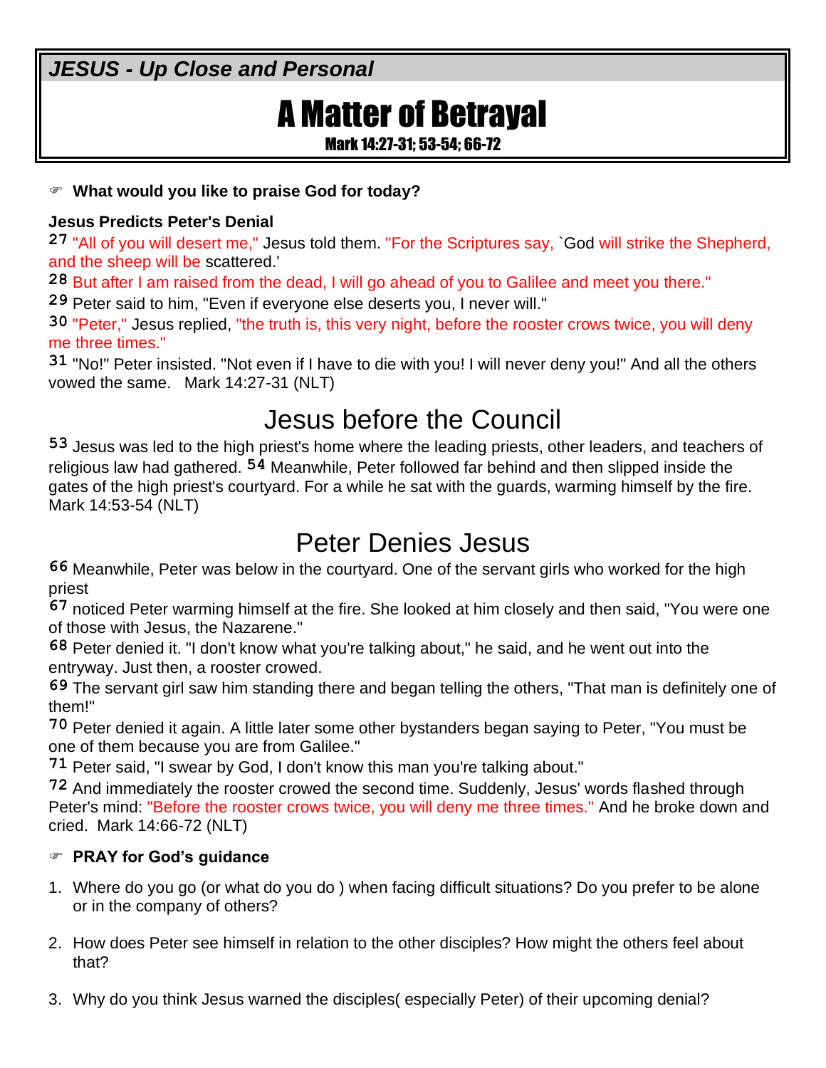***JESUS - Up Close and Personal***

# A Matter of Betrayal

Mark 14:27-31; 53-54; 66-72

☞ **What would you like to praise God for today?**

**Jesus Predicts Peter's Denial**

27 "All of you will desert me," Jesus told them. "For the Scriptures say, `God will strike the Shepherd, and the sheep will be scattered.'

28 But after I am raised from the dead, I will go ahead of you to Galilee and meet you there."

29 Peter said to him, "Even if everyone else deserts you, I never will."

30 "Peter," Jesus replied, "the truth is, this very night, before the rooster crows twice, you will deny me three times."

31 "No!" Peter insisted. "Not even if I have to die with you! I will never deny you!" And all the others vowed the same. Mark 14:27-31 (NLT)

## Jesus before the Council

53 Jesus was led to the high priest's home where the leading priests, other leaders, and teachers of religious law had gathered. 54 Meanwhile, Peter followed far behind and then slipped inside the gates of the high priest's courtyard. For a while he sat with the guards, warming himself by the fire. Mark 14:53-54 (NLT)

## Peter Denies Jesus

66 Meanwhile, Peter was below in the courtyard. One of the servant girls who worked for the high priest

67 noticed Peter warming himself at the fire. She looked at him closely and then said, "You were one of those with Jesus, the Nazarene."

68 Peter denied it. "I don't know what you're talking about," he said, and he went out into the entryway. Just then, a rooster crowed.

69 The servant girl saw him standing there and began telling the others, "That man is definitely one of them!"

70 Peter denied it again. A little later some other bystanders began saying to Peter, "You must be one of them because you are from Galilee."

71 Peter said, "I swear by God, I don't know this man you're talking about."

72 And immediately the rooster crowed the second time. Suddenly, Jesus' words flashed through Peter's mind: "Before the rooster crows twice, you will deny me three times." And he broke down and cried. Mark 14:66-72 (NLT)

☞ **PRAY for God's guidance**

1. Where do you go (or what do you do ) when facing difficult situations? Do you prefer to be alone or in the company of others?

2. How does Peter see himself in relation to the other disciples? How might the others feel about that?

3. Why do you think Jesus warned the disciples( especially Peter) of their upcoming denial?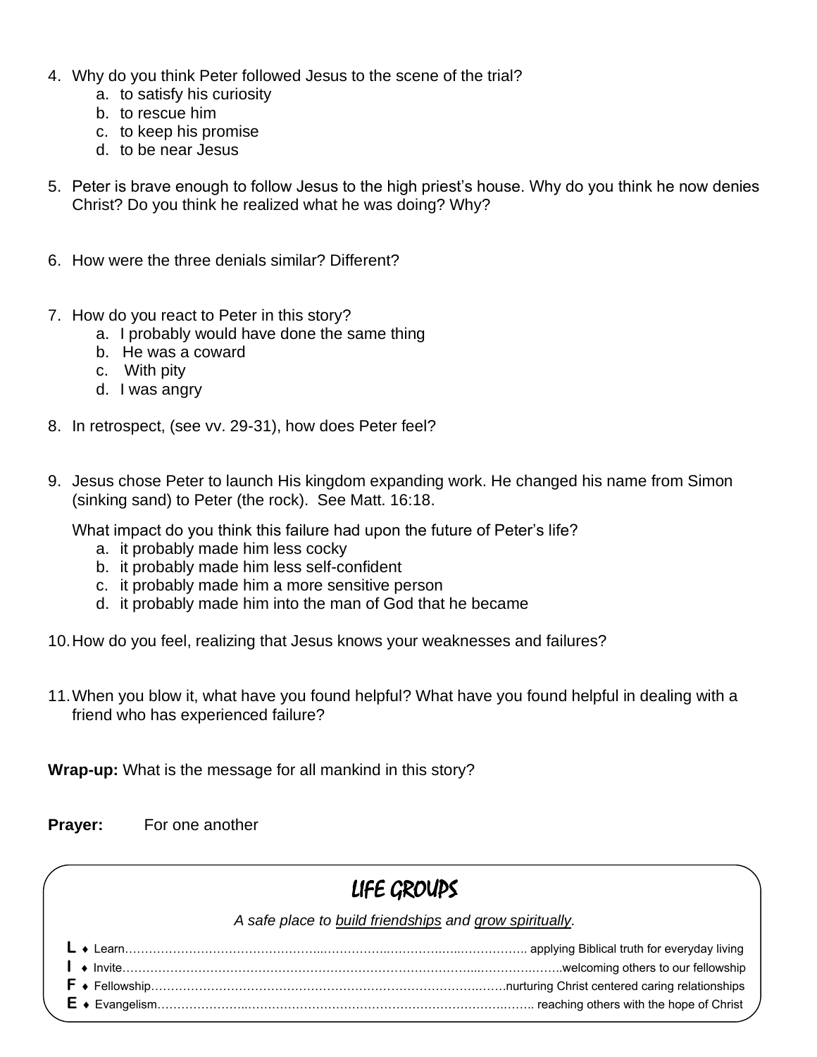4. Why do you think Peter followed Jesus to the scene of the trial?
   a. to satisfy his curiosity
   b. to rescue him
   c. to keep his promise
   d. to be near Jesus

5. Peter is brave enough to follow Jesus to the high priest's house. Why do you think he now denies Christ? Do you think he realized what he was doing? Why?

6. How were the three denials similar? Different?

7. How do you react to Peter in this story?
   a. I probably would have done the same thing
   b. He was a coward
   c. With pity
   d. I was angry

8. In retrospect, (see vv. 29-31), how does Peter feel?

9. Jesus chose Peter to launch His kingdom expanding work. He changed his name from Simon (sinking sand) to Peter (the rock). See Matt. 16:18.

   What impact do you think this failure had upon the future of Peter's life?
   a. it probably made him less cocky
   b. it probably made him less self-confident
   c. it probably made him a more sensitive person
   d. it probably made him into the man of God that he became

10. How do you feel, realizing that Jesus knows your weaknesses and failures?

11. When you blow it, what have you found helpful? What have you found helpful in dealing with a friend who has experienced failure?

**Wrap-up:** What is the message for all mankind in this story?

**Prayer:** For one another

## LIFE GROUPS

*A safe place to build friendships and grow spiritually.*

**L** ♦ Learn………………………………………… applying Biblical truth for everyday living
**I** ♦ Invite………………………………………… welcoming others to our fellowship
**F** ♦ Fellowship…………………………………… nurturing Christ centered caring relationships
**E** ♦ Evangelism…………………………………… reaching others with the hope of Christ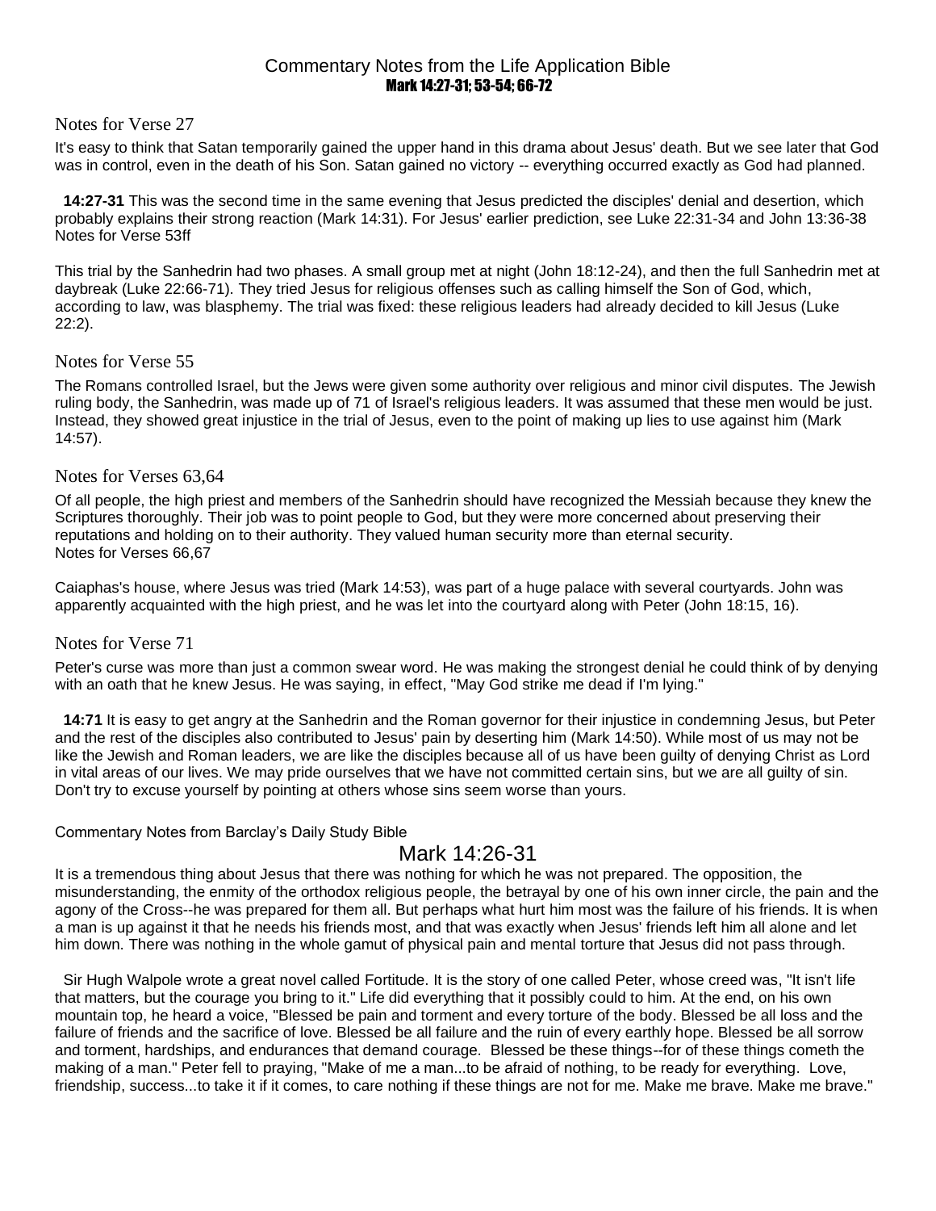# Commentary Notes from the Life Application Bible

## Mark 14:27-31; 53-54; 66-72

### Notes for Verse 27

It's easy to think that Satan temporarily gained the upper hand in this drama about Jesus' death. But we see later that God was in control, even in the death of his Son. Satan gained no victory -- everything occurred exactly as God had planned.

**14:27-31** This was the second time in the same evening that Jesus predicted the disciples' denial and desertion, which probably explains their strong reaction (Mark 14:31). For Jesus' earlier prediction, see Luke 22:31-34 and John 13:36-38

### Notes for Verse 53ff

This trial by the Sanhedrin had two phases. A small group met at night (John 18:12-24), and then the full Sanhedrin met at daybreak (Luke 22:66-71). They tried Jesus for religious offenses such as calling himself the Son of God, which, according to law, was blasphemy. The trial was fixed: these religious leaders had already decided to kill Jesus (Luke 22:2).

### Notes for Verse 55

The Romans controlled Israel, but the Jews were given some authority over religious and minor civil disputes. The Jewish ruling body, the Sanhedrin, was made up of 71 of Israel's religious leaders. It was assumed that these men would be just. Instead, they showed great injustice in the trial of Jesus, even to the point of making up lies to use against him (Mark 14:57).

### Notes for Verses 63,64

Of all people, the high priest and members of the Sanhedrin should have recognized the Messiah because they knew the Scriptures thoroughly. Their job was to point people to God, but they were more concerned about preserving their reputations and holding on to their authority. They valued human security more than eternal security.

### Notes for Verses 66,67

Caiaphas's house, where Jesus was tried (Mark 14:53), was part of a huge palace with several courtyards. John was apparently acquainted with the high priest, and he was let into the courtyard along with Peter (John 18:15, 16).

### Notes for Verse 71

Peter's curse was more than just a common swear word. He was making the strongest denial he could think of by denying with an oath that he knew Jesus. He was saying, in effect, "May God strike me dead if I'm lying."

**14:71** It is easy to get angry at the Sanhedrin and the Roman governor for their injustice in condemning Jesus, but Peter and the rest of the disciples also contributed to Jesus' pain by deserting him (Mark 14:50). While most of us may not be like the Jewish and Roman leaders, we are like the disciples because all of us have been guilty of denying Christ as Lord in vital areas of our lives. We may pride ourselves that we have not committed certain sins, but we are all guilty of sin. Don't try to excuse yourself by pointing at others whose sins seem worse than yours.

# Commentary Notes from Barclay's Daily Study Bible

## Mark 14:26-31

It is a tremendous thing about Jesus that there was nothing for which he was not prepared. The opposition, the misunderstanding, the enmity of the orthodox religious people, the betrayal by one of his own inner circle, the pain and the agony of the Cross--he was prepared for them all. But perhaps what hurt him most was the failure of his friends. It is when a man is up against it that he needs his friends most, and that was exactly when Jesus' friends left him all alone and let him down. There was nothing in the whole gamut of physical pain and mental torture that Jesus did not pass through.

Sir Hugh Walpole wrote a great novel called Fortitude. It is the story of one called Peter, whose creed was, "It isn't life that matters, but the courage you bring to it." Life did everything that it possibly could to him. At the end, on his own mountain top, he heard a voice, "Blessed be pain and torment and every torture of the body. Blessed be all loss and the failure of friends and the sacrifice of love. Blessed be all failure and the ruin of every earthly hope. Blessed be all sorrow and torment, hardships, and endurances that demand courage. Blessed be these things--for of these things cometh the making of a man." Peter fell to praying, "Make of me a man...to be afraid of nothing, to be ready for everything. Love, friendship, success...to take it if it comes, to care nothing if these things are not for me. Make me brave. Make me brave."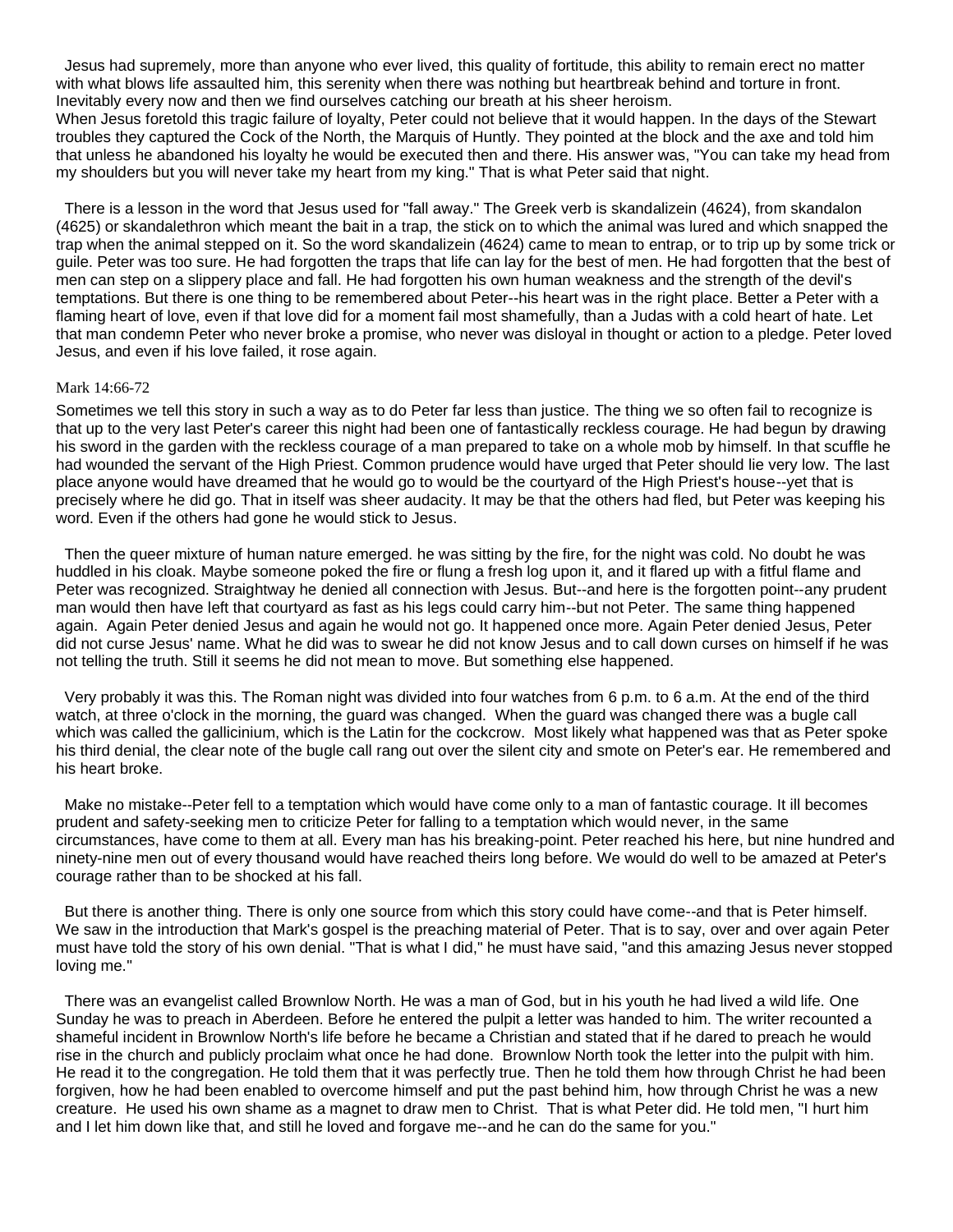Jesus had supremely, more than anyone who ever lived, this quality of fortitude, this ability to remain erect no matter with what blows life assaulted him, this serenity when there was nothing but heartbreak behind and torture in front. Inevitably every now and then we find ourselves catching our breath at his sheer heroism.

When Jesus foretold this tragic failure of loyalty, Peter could not believe that it would happen. In the days of the Stewart troubles they captured the Cock of the North, the Marquis of Huntly. They pointed at the block and the axe and told him that unless he abandoned his loyalty he would be executed then and there. His answer was, "You can take my head from my shoulders but you will never take my heart from my king." That is what Peter said that night.

There is a lesson in the word that Jesus used for "fall away." The Greek verb is skandalizein (4624), from skandalon (4625) or skandalethron which meant the bait in a trap, the stick on to which the animal was lured and which snapped the trap when the animal stepped on it. So the word skandalizein (4624) came to mean to entrap, or to trip up by some trick or guile. Peter was too sure. He had forgotten the traps that life can lay for the best of men. He had forgotten that the best of men can step on a slippery place and fall. He had forgotten his own human weakness and the strength of the devil's temptations. But there is one thing to be remembered about Peter--his heart was in the right place. Better a Peter with a flaming heart of love, even if that love did for a moment fail most shamefully, than a Judas with a cold heart of hate. Let that man condemn Peter who never broke a promise, who never was disloyal in thought or action to a pledge. Peter loved Jesus, and even if his love failed, it rose again.

Mark 14:66-72

Sometimes we tell this story in such a way as to do Peter far less than justice. The thing we so often fail to recognize is that up to the very last Peter's career this night had been one of fantastically reckless courage. He had begun by drawing his sword in the garden with the reckless courage of a man prepared to take on a whole mob by himself. In that scuffle he had wounded the servant of the High Priest. Common prudence would have urged that Peter should lie very low. The last place anyone would have dreamed that he would go to would be the courtyard of the High Priest's house--yet that is precisely where he did go. That in itself was sheer audacity. It may be that the others had fled, but Peter was keeping his word. Even if the others had gone he would stick to Jesus.

Then the queer mixture of human nature emerged. he was sitting by the fire, for the night was cold. No doubt he was huddled in his cloak. Maybe someone poked the fire or flung a fresh log upon it, and it flared up with a fitful flame and Peter was recognized. Straightway he denied all connection with Jesus. But--and here is the forgotten point--any prudent man would then have left that courtyard as fast as his legs could carry him--but not Peter. The same thing happened again. Again Peter denied Jesus and again he would not go. It happened once more. Again Peter denied Jesus, Peter did not curse Jesus' name. What he did was to swear he did not know Jesus and to call down curses on himself if he was not telling the truth. Still it seems he did not mean to move. But something else happened.

Very probably it was this. The Roman night was divided into four watches from 6 p.m. to 6 a.m. At the end of the third watch, at three o'clock in the morning, the guard was changed. When the guard was changed there was a bugle call which was called the gallicinium, which is the Latin for the cockcrow. Most likely what happened was that as Peter spoke his third denial, the clear note of the bugle call rang out over the silent city and smote on Peter's ear. He remembered and his heart broke.

Make no mistake--Peter fell to a temptation which would have come only to a man of fantastic courage. It ill becomes prudent and safety-seeking men to criticize Peter for falling to a temptation which would never, in the same circumstances, have come to them at all. Every man has his breaking-point. Peter reached his here, but nine hundred and ninety-nine men out of every thousand would have reached theirs long before. We would do well to be amazed at Peter's courage rather than to be shocked at his fall.

But there is another thing. There is only one source from which this story could have come--and that is Peter himself. We saw in the introduction that Mark's gospel is the preaching material of Peter. That is to say, over and over again Peter must have told the story of his own denial. "That is what I did," he must have said, "and this amazing Jesus never stopped loving me."

There was an evangelist called Brownlow North. He was a man of God, but in his youth he had lived a wild life. One Sunday he was to preach in Aberdeen. Before he entered the pulpit a letter was handed to him. The writer recounted a shameful incident in Brownlow North's life before he became a Christian and stated that if he dared to preach he would rise in the church and publicly proclaim what once he had done. Brownlow North took the letter into the pulpit with him. He read it to the congregation. He told them that it was perfectly true. Then he told them how through Christ he had been forgiven, how he had been enabled to overcome himself and put the past behind him, how through Christ he was a new creature. He used his own shame as a magnet to draw men to Christ. That is what Peter did. He told men, "I hurt him and I let him down like that, and still he loved and forgave me--and he can do the same for you."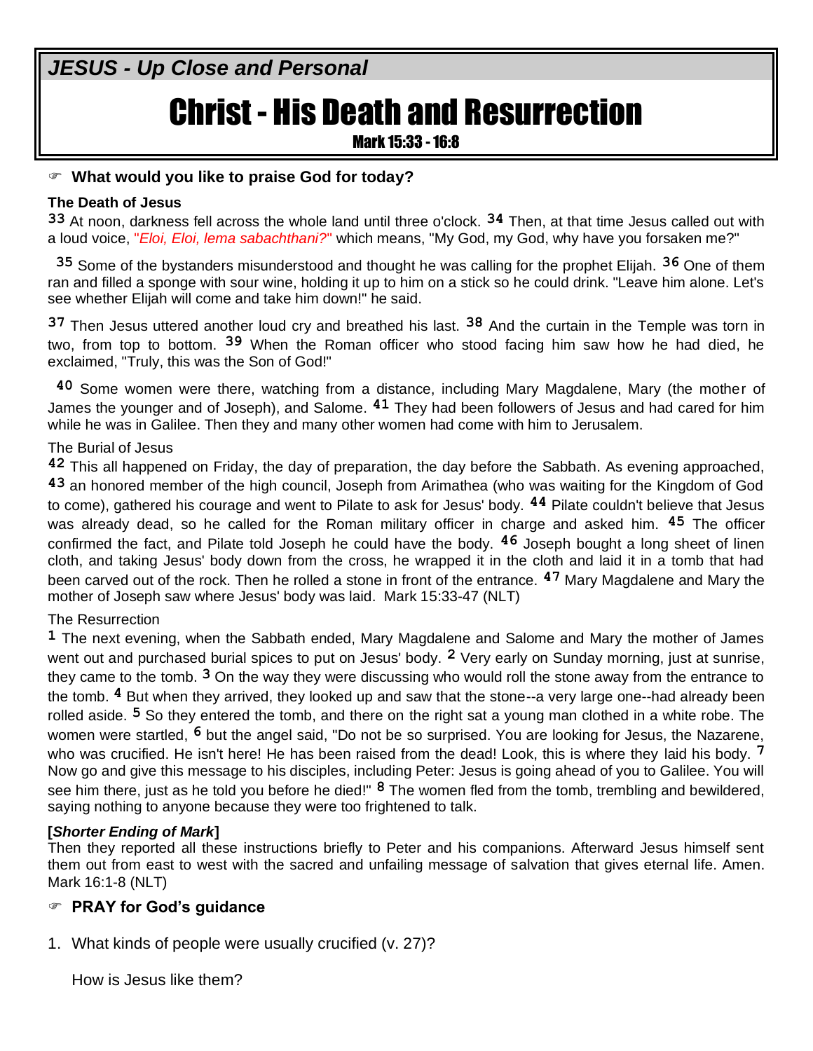*JESUS - Up Close and Personal*

# Christ - His Death and Resurrection

Mark 15:33 - 16:8

☞ **What would you like to praise God for today?**

**The Death of Jesus**

33 At noon, darkness fell across the whole land until three o'clock. 34 Then, at that time Jesus called out with a loud voice, "*Eloi, Eloi, lema sabachthani?*" which means, "My God, my God, why have you forsaken me?"

35 Some of the bystanders misunderstood and thought he was calling for the prophet Elijah. 36 One of them ran and filled a sponge with sour wine, holding it up to him on a stick so he could drink. "Leave him alone. Let's see whether Elijah will come and take him down!" he said.

37 Then Jesus uttered another loud cry and breathed his last. 38 And the curtain in the Temple was torn in two, from top to bottom. 39 When the Roman officer who stood facing him saw how he had died, he exclaimed, "Truly, this was the Son of God!"

40 Some women were there, watching from a distance, including Mary Magdalene, Mary (the mother of James the younger and of Joseph), and Salome. 41 They had been followers of Jesus and had cared for him while he was in Galilee. Then they and many other women had come with him to Jerusalem.

The Burial of Jesus

42 This all happened on Friday, the day of preparation, the day before the Sabbath. As evening approached, 43 an honored member of the high council, Joseph from Arimathea (who was waiting for the Kingdom of God to come), gathered his courage and went to Pilate to ask for Jesus' body. 44 Pilate couldn't believe that Jesus was already dead, so he called for the Roman military officer in charge and asked him. 45 The officer confirmed the fact, and Pilate told Joseph he could have the body. 46 Joseph bought a long sheet of linen cloth, and taking Jesus' body down from the cross, he wrapped it in the cloth and laid it in a tomb that had been carved out of the rock. Then he rolled a stone in front of the entrance. 47 Mary Magdalene and Mary the mother of Joseph saw where Jesus' body was laid. Mark 15:33-47 (NLT)

The Resurrection

1 The next evening, when the Sabbath ended, Mary Magdalene and Salome and Mary the mother of James went out and purchased burial spices to put on Jesus' body. 2 Very early on Sunday morning, just at sunrise, they came to the tomb. 3 On the way they were discussing who would roll the stone away from the entrance to the tomb. 4 But when they arrived, they looked up and saw that the stone--a very large one--had already been rolled aside. 5 So they entered the tomb, and there on the right sat a young man clothed in a white robe. The women were startled, 6 but the angel said, "Do not be so surprised. You are looking for Jesus, the Nazarene, who was crucified. He isn't here! He has been raised from the dead! Look, this is where they laid his body. 7 Now go and give this message to his disciples, including Peter: Jesus is going ahead of you to Galilee. You will see him there, just as he told you before he died!" 8 The women fled from the tomb, trembling and bewildered, saying nothing to anyone because they were too frightened to talk.

**[*Shorter Ending of Mark*]**

Then they reported all these instructions briefly to Peter and his companions. Afterward Jesus himself sent them out from east to west with the sacred and unfailing message of salvation that gives eternal life. Amen. Mark 16:1-8 (NLT)

☞ **PRAY for God's guidance**

1. What kinds of people were usually crucified (v. 27)?

   How is Jesus like them?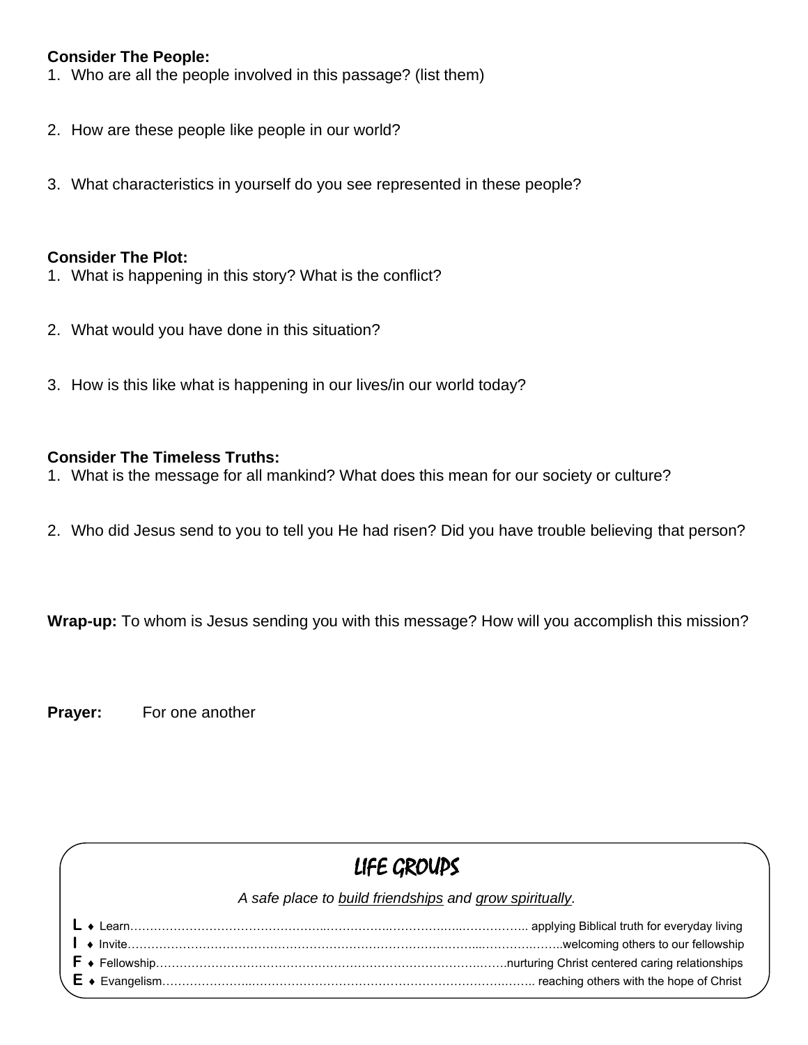**Consider The People:**

1. Who are all the people involved in this passage? (list them)
2. How are these people like people in our world?
3. What characteristics in yourself do you see represented in these people?

**Consider The Plot:**

1. What is happening in this story? What is the conflict?
2. What would you have done in this situation?
3. How is this like what is happening in our lives/in our world today?

**Consider The Timeless Truths:**

1. What is the message for all mankind? What does this mean for our society or culture?
2. Who did Jesus send to you to tell you He had risen? Did you have trouble believing that person?

**Wrap-up:** To whom is Jesus sending you with this message? How will you accomplish this mission?

**Prayer:** For one another

## LIFE GROUPS

*A safe place to build friendships and grow spiritually.*

**L** ♦ Learn…………………………………………… applying Biblical truth for everyday living
**I** ♦ Invite……………………………………………welcoming others to our fellowship
**F** ♦ Fellowship……………………………………nurturing Christ centered caring relationships
**E** ♦ Evangelism………………………………… reaching others with the hope of Christ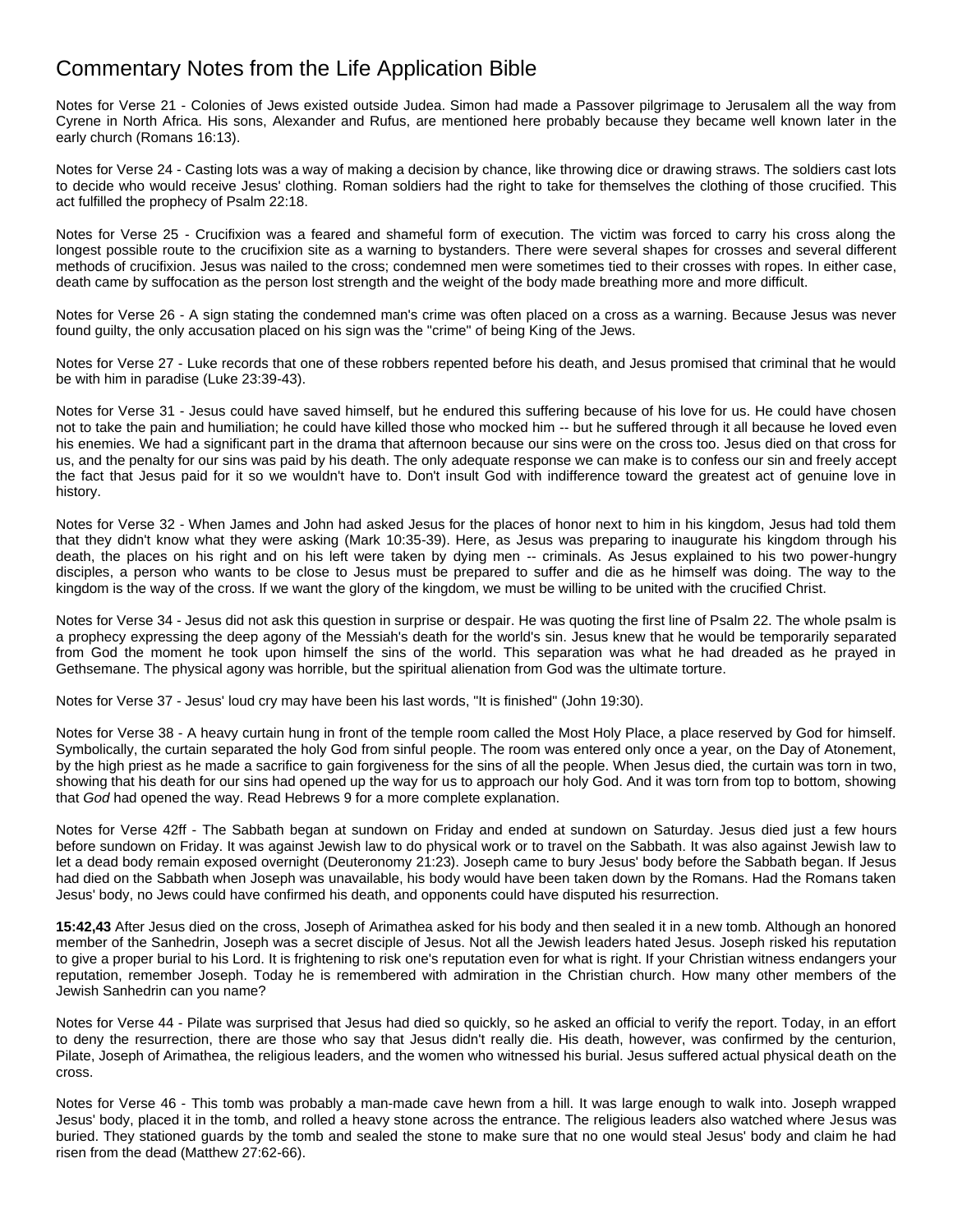# Commentary Notes from the Life Application Bible

Notes for Verse 21 - Colonies of Jews existed outside Judea. Simon had made a Passover pilgrimage to Jerusalem all the way from Cyrene in North Africa. His sons, Alexander and Rufus, are mentioned here probably because they became well known later in the early church (Romans 16:13).

Notes for Verse 24 - Casting lots was a way of making a decision by chance, like throwing dice or drawing straws. The soldiers cast lots to decide who would receive Jesus' clothing. Roman soldiers had the right to take for themselves the clothing of those crucified. This act fulfilled the prophecy of Psalm 22:18.

Notes for Verse 25 - Crucifixion was a feared and shameful form of execution. The victim was forced to carry his cross along the longest possible route to the crucifixion site as a warning to bystanders. There were several shapes for crosses and several different methods of crucifixion. Jesus was nailed to the cross; condemned men were sometimes tied to their crosses with ropes. In either case, death came by suffocation as the person lost strength and the weight of the body made breathing more and more difficult.

Notes for Verse 26 - A sign stating the condemned man's crime was often placed on a cross as a warning. Because Jesus was never found guilty, the only accusation placed on his sign was the "crime" of being King of the Jews.

Notes for Verse 27 - Luke records that one of these robbers repented before his death, and Jesus promised that criminal that he would be with him in paradise (Luke 23:39-43).

Notes for Verse 31 - Jesus could have saved himself, but he endured this suffering because of his love for us. He could have chosen not to take the pain and humiliation; he could have killed those who mocked him -- but he suffered through it all because he loved even his enemies. We had a significant part in the drama that afternoon because our sins were on the cross too. Jesus died on that cross for us, and the penalty for our sins was paid by his death. The only adequate response we can make is to confess our sin and freely accept the fact that Jesus paid for it so we wouldn't have to. Don't insult God with indifference toward the greatest act of genuine love in history.

Notes for Verse 32 - When James and John had asked Jesus for the places of honor next to him in his kingdom, Jesus had told them that they didn't know what they were asking (Mark 10:35-39). Here, as Jesus was preparing to inaugurate his kingdom through his death, the places on his right and on his left were taken by dying men -- criminals. As Jesus explained to his two power-hungry disciples, a person who wants to be close to Jesus must be prepared to suffer and die as he himself was doing. The way to the kingdom is the way of the cross. If we want the glory of the kingdom, we must be willing to be united with the crucified Christ.

Notes for Verse 34 - Jesus did not ask this question in surprise or despair. He was quoting the first line of Psalm 22. The whole psalm is a prophecy expressing the deep agony of the Messiah's death for the world's sin. Jesus knew that he would be temporarily separated from God the moment he took upon himself the sins of the world. This separation was what he had dreaded as he prayed in Gethsemane. The physical agony was horrible, but the spiritual alienation from God was the ultimate torture.

Notes for Verse 37 - Jesus' loud cry may have been his last words, "It is finished" (John 19:30).

Notes for Verse 38 - A heavy curtain hung in front of the temple room called the Most Holy Place, a place reserved by God for himself. Symbolically, the curtain separated the holy God from sinful people. The room was entered only once a year, on the Day of Atonement, by the high priest as he made a sacrifice to gain forgiveness for the sins of all the people. When Jesus died, the curtain was torn in two, showing that his death for our sins had opened up the way for us to approach our holy God. And it was torn from top to bottom, showing that *God* had opened the way. Read Hebrews 9 for a more complete explanation.

Notes for Verse 42ff - The Sabbath began at sundown on Friday and ended at sundown on Saturday. Jesus died just a few hours before sundown on Friday. It was against Jewish law to do physical work or to travel on the Sabbath. It was also against Jewish law to let a dead body remain exposed overnight (Deuteronomy 21:23). Joseph came to bury Jesus' body before the Sabbath began. If Jesus had died on the Sabbath when Joseph was unavailable, his body would have been taken down by the Romans. Had the Romans taken Jesus' body, no Jews could have confirmed his death, and opponents could have disputed his resurrection.

**15:42,43** After Jesus died on the cross, Joseph of Arimathea asked for his body and then sealed it in a new tomb. Although an honored member of the Sanhedrin, Joseph was a secret disciple of Jesus. Not all the Jewish leaders hated Jesus. Joseph risked his reputation to give a proper burial to his Lord. It is frightening to risk one's reputation even for what is right. If your Christian witness endangers your reputation, remember Joseph. Today he is remembered with admiration in the Christian church. How many other members of the Jewish Sanhedrin can you name?

Notes for Verse 44 - Pilate was surprised that Jesus had died so quickly, so he asked an official to verify the report. Today, in an effort to deny the resurrection, there are those who say that Jesus didn't really die. His death, however, was confirmed by the centurion, Pilate, Joseph of Arimathea, the religious leaders, and the women who witnessed his burial. Jesus suffered actual physical death on the cross.

Notes for Verse 46 - This tomb was probably a man-made cave hewn from a hill. It was large enough to walk into. Joseph wrapped Jesus' body, placed it in the tomb, and rolled a heavy stone across the entrance. The religious leaders also watched where Jesus was buried. They stationed guards by the tomb and sealed the stone to make sure that no one would steal Jesus' body and claim he had risen from the dead (Matthew 27:62-66).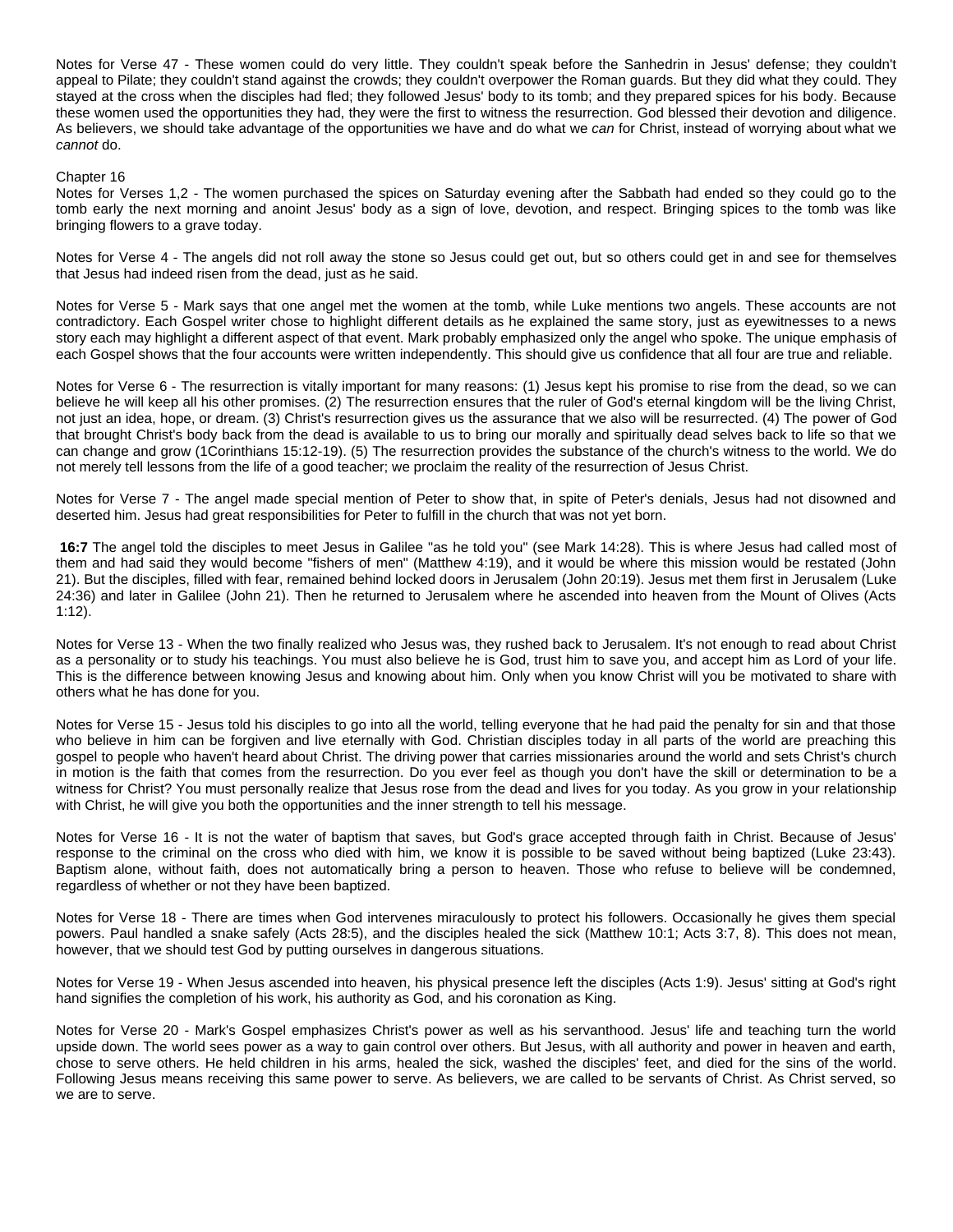Notes for Verse 47 - These women could do very little. They couldn't speak before the Sanhedrin in Jesus' defense; they couldn't appeal to Pilate; they couldn't stand against the crowds; they couldn't overpower the Roman guards. But they did what they could. They stayed at the cross when the disciples had fled; they followed Jesus' body to its tomb; and they prepared spices for his body. Because these women used the opportunities they had, they were the first to witness the resurrection. God blessed their devotion and diligence. As believers, we should take advantage of the opportunities we have and do what we *can* for Christ, instead of worrying about what we *cannot* do.

Chapter 16

Notes for Verses 1,2 - The women purchased the spices on Saturday evening after the Sabbath had ended so they could go to the tomb early the next morning and anoint Jesus' body as a sign of love, devotion, and respect. Bringing spices to the tomb was like bringing flowers to a grave today.

Notes for Verse 4 - The angels did not roll away the stone so Jesus could get out, but so others could get in and see for themselves that Jesus had indeed risen from the dead, just as he said.

Notes for Verse 5 - Mark says that one angel met the women at the tomb, while Luke mentions two angels. These accounts are not contradictory. Each Gospel writer chose to highlight different details as he explained the same story, just as eyewitnesses to a news story each may highlight a different aspect of that event. Mark probably emphasized only the angel who spoke. The unique emphasis of each Gospel shows that the four accounts were written independently. This should give us confidence that all four are true and reliable.

Notes for Verse 6 - The resurrection is vitally important for many reasons: (1) Jesus kept his promise to rise from the dead, so we can believe he will keep all his other promises. (2) The resurrection ensures that the ruler of God's eternal kingdom will be the living Christ, not just an idea, hope, or dream. (3) Christ's resurrection gives us the assurance that we also will be resurrected. (4) The power of God that brought Christ's body back from the dead is available to us to bring our morally and spiritually dead selves back to life so that we can change and grow (1Corinthians 15:12-19). (5) The resurrection provides the substance of the church's witness to the world. We do not merely tell lessons from the life of a good teacher; we proclaim the reality of the resurrection of Jesus Christ.

Notes for Verse 7 - The angel made special mention of Peter to show that, in spite of Peter's denials, Jesus had not disowned and deserted him. Jesus had great responsibilities for Peter to fulfill in the church that was not yet born.

**16:7** The angel told the disciples to meet Jesus in Galilee "as he told you" (see Mark 14:28). This is where Jesus had called most of them and had said they would become "fishers of men" (Matthew 4:19), and it would be where this mission would be restated (John 21). But the disciples, filled with fear, remained behind locked doors in Jerusalem (John 20:19). Jesus met them first in Jerusalem (Luke 24:36) and later in Galilee (John 21). Then he returned to Jerusalem where he ascended into heaven from the Mount of Olives (Acts 1:12).

Notes for Verse 13 - When the two finally realized who Jesus was, they rushed back to Jerusalem. It's not enough to read about Christ as a personality or to study his teachings. You must also believe he is God, trust him to save you, and accept him as Lord of your life. This is the difference between knowing Jesus and knowing about him. Only when you know Christ will you be motivated to share with others what he has done for you.

Notes for Verse 15 - Jesus told his disciples to go into all the world, telling everyone that he had paid the penalty for sin and that those who believe in him can be forgiven and live eternally with God. Christian disciples today in all parts of the world are preaching this gospel to people who haven't heard about Christ. The driving power that carries missionaries around the world and sets Christ's church in motion is the faith that comes from the resurrection. Do you ever feel as though you don't have the skill or determination to be a witness for Christ? You must personally realize that Jesus rose from the dead and lives for you today. As you grow in your relationship with Christ, he will give you both the opportunities and the inner strength to tell his message.

Notes for Verse 16 - It is not the water of baptism that saves, but God's grace accepted through faith in Christ. Because of Jesus' response to the criminal on the cross who died with him, we know it is possible to be saved without being baptized (Luke 23:43). Baptism alone, without faith, does not automatically bring a person to heaven. Those who refuse to believe will be condemned, regardless of whether or not they have been baptized.

Notes for Verse 18 - There are times when God intervenes miraculously to protect his followers. Occasionally he gives them special powers. Paul handled a snake safely (Acts 28:5), and the disciples healed the sick (Matthew 10:1; Acts 3:7, 8). This does not mean, however, that we should test God by putting ourselves in dangerous situations.

Notes for Verse 19 - When Jesus ascended into heaven, his physical presence left the disciples (Acts 1:9). Jesus' sitting at God's right hand signifies the completion of his work, his authority as God, and his coronation as King.

Notes for Verse 20 - Mark's Gospel emphasizes Christ's power as well as his servanthood. Jesus' life and teaching turn the world upside down. The world sees power as a way to gain control over others. But Jesus, with all authority and power in heaven and earth, chose to serve others. He held children in his arms, healed the sick, washed the disciples' feet, and died for the sins of the world. Following Jesus means receiving this same power to serve. As believers, we are called to be servants of Christ. As Christ served, so we are to serve.